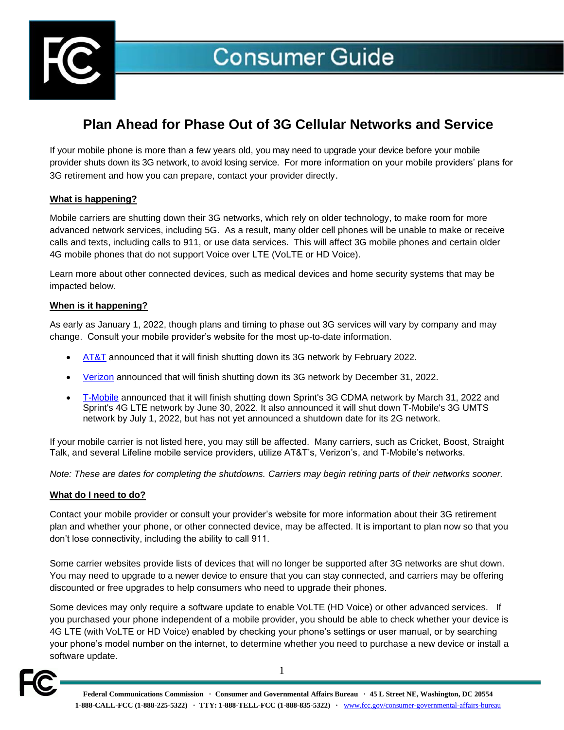# Consumer Guide

## Plan Ahead for Phase Out of 3G Cellular Networks and Service

If your mobile phone is more than a few years old, you may need to upgrade your device before your mobile provider shuts down its 3G network, to avoid losing service. For more information on your mobile providers' plans for 3G retirement and how you can prepare, contact your provider directly.

### What is happening?

Mobile carriers are shutting down their 3G networks, which rely on older technology, to make room for more advanced network services, including 5G. As a result, many older cell phones will be unable to make or receive calls and texts, including calls to 911, or use data services. This will affect 3G mobile phones and certain older 4G mobile phones that do not support Voice over LTE (VoLTE or HD Voice).

Learn more about other connected devices, such as medical devices and home security systems that may be impacted below.

### When is it happening?

As early as January 1, 2022, though plans and timing to phase out 3G services will vary by company and may change. Consult your mobile provider's website for the most up-to-date information.

- AT&T announced that it will finish shutting down its 3G network by February 2022.
- Verizon announced that will finish shutting down its 3G network by December 31, 2022.
- T-Mobile announced that it will finish shutting down Sprint's 3G CDMA network by March 31, 2022 and Sprint's 4G LTE network by June 30, 2022. It also announced it will shut down T-Mobile's 3G UMTS network by July 1, 2022, but has not yet announced a shutdown date for its 2G network.

If your mobile carrier is not listed here, you may still be affected. Many carriers, such as Cricket, Boost, Straight Talk, and several Lifeline mobile service providers, utilize AT&T's, Verizon's, and T-Mobile's networks.

*Note: These are dates for completing the shutdowns. Carriers may begin retiring parts of their networks sooner.*

### What do I need to do?

Contact your mobile provider or consult your provider's website for more information about their 3G retirement plan and whether your phone, or other connected device, may be affected. It is important to plan now so that you don't lose connectivity, including the ability to call 911.

Some carrier websites provide lists of devices that will no longer be supported after 3G networks are shut down. You may need to upgrade to a newer device to ensure that you can stay connected, and carriers may be offering discounted or free upgrades to help consumers who need to upgrade their phones.

Some devices may only require a software update to enable VoLTE (HD Voice) or other advanced services. If you purchased your phone independent of a mobile provider, you should be able to check whether your device is 4G LTE (with VoLTE or HD Voice) enabled by checking your phone's settings or user manual, or by searching your phone's model number on the internet, to determine whether you need to purchase a new device or install a software update.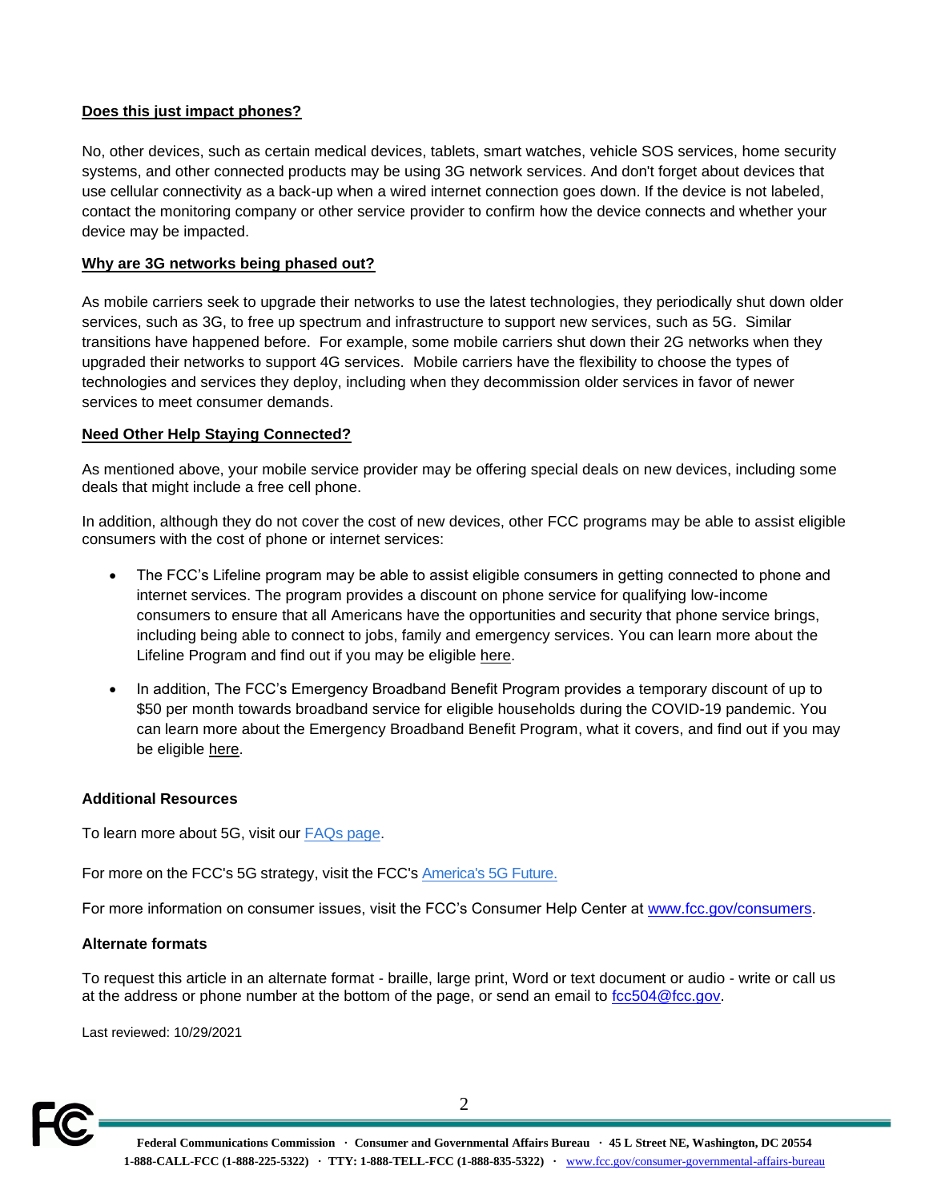## Does this just impact phones?

No, other devices, such as certain medical devices, tablets, smart watches, vehicle SOS services, home security systems, and other connected products may be using 3G network services. And don't forget about devices that use cellular connectivity as a back-up when a wired internet connection goes down. If the device is not labeled, contact the monitoring company or other service provider to confirm how the device connects and whether your device may be impacted.

## Why are 3G networks being phased out?

As mobile carriers seek to upgrade their networks to use the latest technologies, they periodically shut down older services, such as 3G, to free up spectrum and infrastructure to support new services, such as 5G. Similar transitions have happened before. For example, some mobile carriers shut down their 2G networks when they upgraded their networks to support 4G services. Mobile carriers have the flexibility to choose the types of technologies and services they deploy, including when they decommission older services in favor of newer services to meet consumer demands.

## Need Other Help Staying Connected?

As mentioned above, your mobile service provider may be offering special deals on new devices, including some deals that might include a free cell phone.

In addition, although they do not cover the cost of new devices, other FCC programs may be able to assist eligible consumers with the cost of phone or internet services:

- The FCC's Lifeline program may be able to assist eligible consumers in getting connected to phone and internet services. The program provides a discount on phone service for qualifying low-income consumers to ensure that all Americans have the opportunities and security that phone service brings, including being able to connect to jobs, family and emergency services. You can learn more about the Lifeline Program and find out if you may be eligible here.

- In addition, The FCC's Emergency Broadband Benefit Program provides a temporary discount of up to $50 per month towards broadband service for eligible households during the COVID-19 pandemic. You can learn more about the Emergency Broadband Benefit Program, what it covers, and find out if you may be eligible here.

## Additional Resources

To learn more about 5G, visit our FAQs page.

For more on the FCC's 5G strategy, visit the FCC's America's 5G Future.

For more information on consumer issues, visit the FCC's Consumer Help Center at www.fcc.gov/consumers.

## Alternate formats

To request this article in an alternate format - braille, large print, Word or text document or audio - write or call us at the address or phone number at the bottom of the page, or send an email to fcc504@fcc.gov.

Last reviewed: 10/29/2021

**Federal Communications Commission · Consumer and Governmental Affairs Bureau · 45 L Street NE, Washington, DC 20554**
**1-888-CALL-FCC (1-888-225-5322) · TTY: 1-888-TELL-FCC (1-888-835-5322) ·** www.fcc.gov/consumer-governmental-affairs-bureau